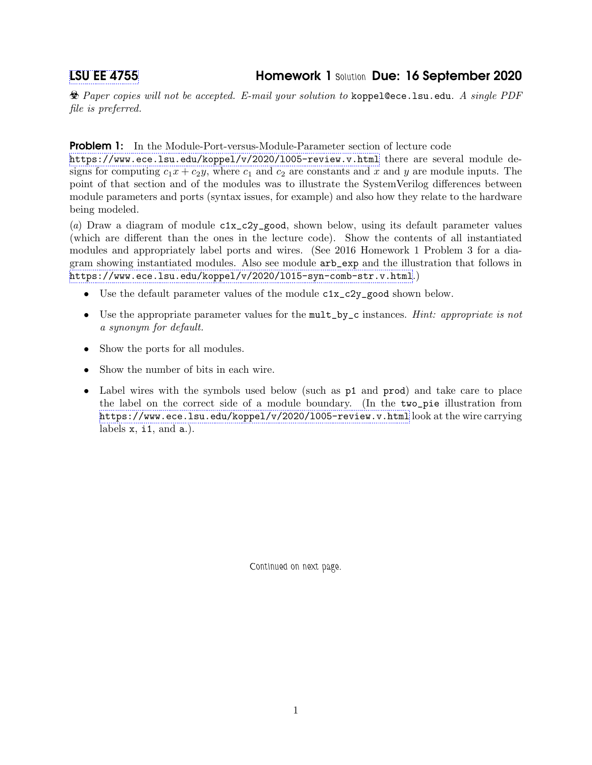# LSU EE 4755 — Homework 1 Solution — Due: 16 September 2020

☣ *Paper copies will not be accepted. E-mail your solution to* koppel@ece.lsu.edu*. A single PDF file is preferred.*

**Problem 1:** In the Module-Port-versus-Module-Parameter section of lecture code https://www.ece.lsu.edu/koppel/v/2020/l005-review.v.html there are several module designs for computing $c_1x + c_2y$, where $c_1$ and $c_2$ are constants and $x$ and $y$ are module inputs. The point of that section and of the modules was to illustrate the SystemVerilog differences between module parameters and ports (syntax issues, for example) and also how they relate to the hardware being modeled.

(*a*) Draw a diagram of module c1x_c2y_good, shown below, using its default parameter values (which are different than the ones in the lecture code). Show the contents of all instantiated modules and appropriately label ports and wires. (See 2016 Homework 1 Problem 3 for a diagram showing instantiated modules. Also see module arb_exp and the illustration that follows in https://www.ece.lsu.edu/koppel/v/2020/l015-syn-comb-str.v.html.)

- Use the default parameter values of the module c1x_c2y_good shown below.
- Use the appropriate parameter values for the mult_by_c instances. *Hint: appropriate is not a synonym for default.*
- Show the ports for all modules.
- Show the number of bits in each wire.
- Label wires with the symbols used below (such as p1 and prod) and take care to place the label on the correct side of a module boundary. (In the two_pie illustration from https://www.ece.lsu.edu/koppel/v/2020/l005-review.v.html look at the wire carrying labels x, i1, and a.).

Continued on next page.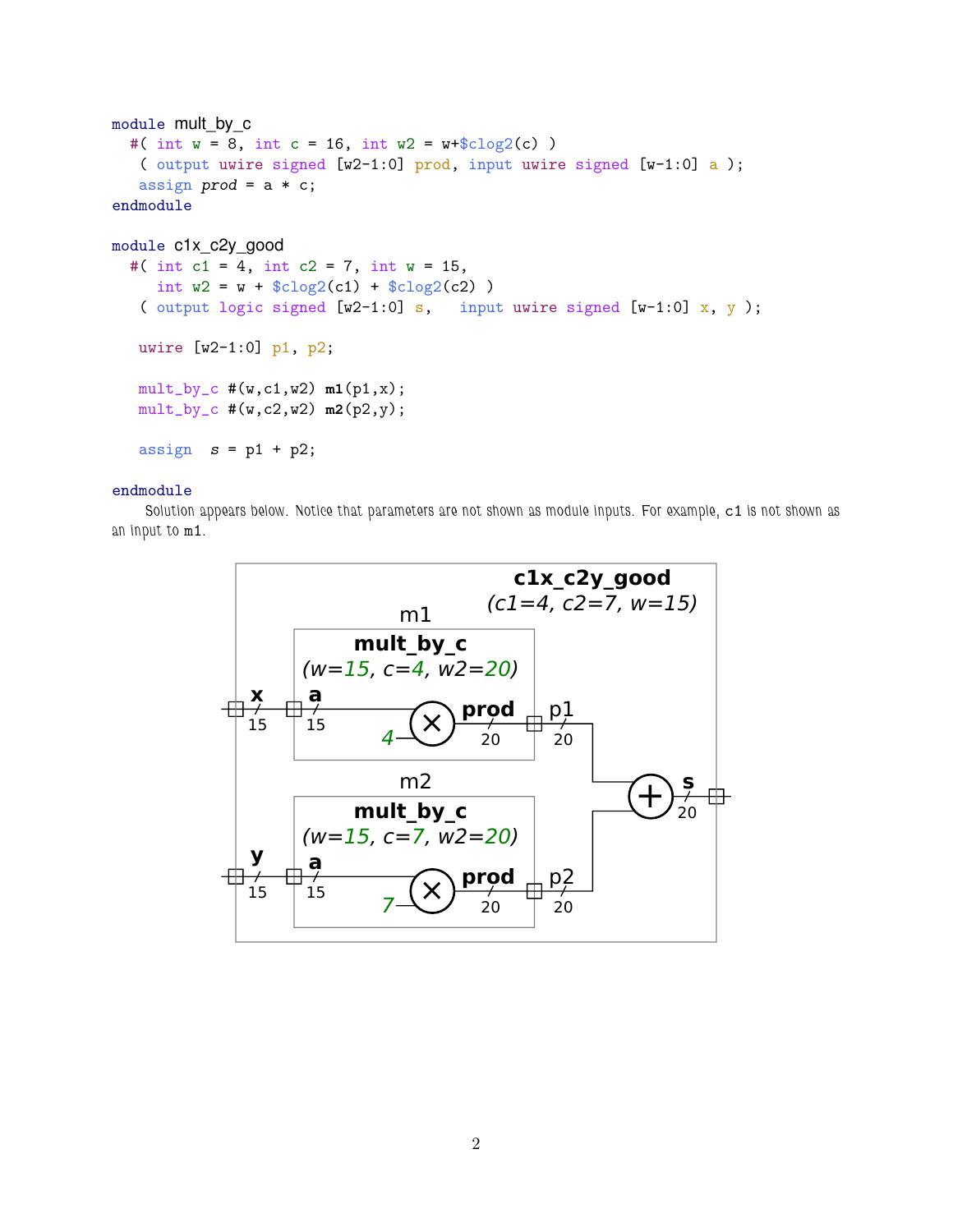```
module mult_by_c
  #( int w = 8, int c = 16, int w2 = w+$clog2(c) )
   ( output uwire signed [w2-1:0] prod, input uwire signed [w-1:0] a );
   assign prod = a * c;
endmodule

module c1x_c2y_good
  #( int c1 = 4, int c2 = 7, int w = 15,
     int w2 = w + $clog2(c1) + $clog2(c2) )
   ( output logic signed [w2-1:0] s,   input uwire signed [w-1:0] x, y );

   uwire [w2-1:0] p1, p2;

   mult_by_c #(w,c1,w2) m1(p1,x);
   mult_by_c #(w,c2,w2) m2(p2,y);

   assign  s = p1 + p2;

endmodule
```

Solution appears below. Notice that parameters are not shown as module inputs. For example, c1 is not shown as an input to m1.

c1x_c2y_good
(c1=4, c2=7, w=15)

m1
mult_by_c
(w=15, c=4, w2=20)
x 15
a 15
4
prod 20
p1 20

m2
mult_by_c
(w=15, c=7, w2=20)
y 15
a 15
7
prod 20
p2 20

s 20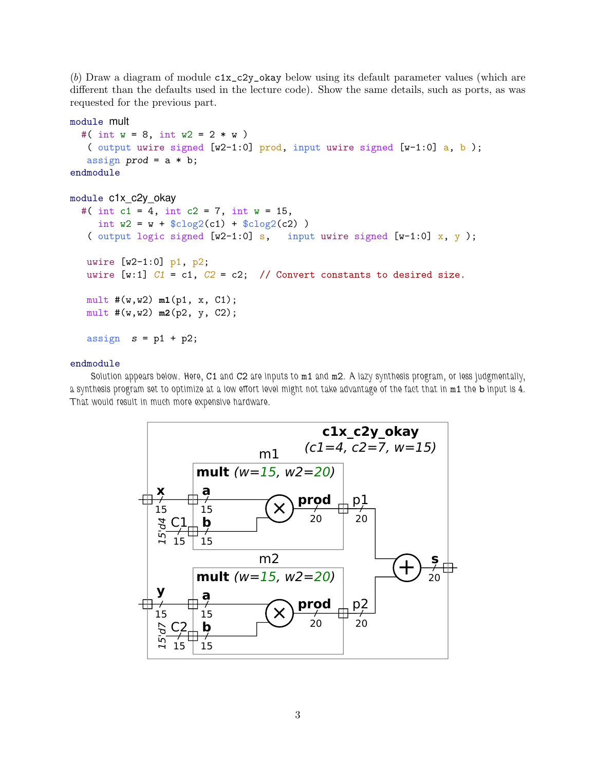(*b*) Draw a diagram of module `c1x_c2y_okay` below using its default parameter values (which are different than the defaults used in the lecture code). Show the same details, such as ports, as was requested for the previous part.

```
module mult
  #( int w = 8, int w2 = 2 * w )
   ( output uwire signed [w2-1:0] prod, input uwire signed [w-1:0] a, b );
   assign prod = a * b;
endmodule

module c1x_c2y_okay
  #( int c1 = 4, int c2 = 7, int w = 15,
     int w2 = w + $clog2(c1) + $clog2(c2) )
   ( output logic signed [w2-1:0] s,   input uwire signed [w-1:0] x, y );

   uwire [w2-1:0] p1, p2;
   uwire [w:1] C1 = c1, C2 = c2;  // Convert constants to desired size.

   mult #(w,w2) m1(p1, x, C1);
   mult #(w,w2) m2(p2, y, C2);

   assign  s = p1 + p2;

endmodule
```

Solution appears below. Here, C1 and C2 are inputs to m1 and m2. A lazy synthesis program, or less judgmentally, a synthesis program set to optimize at a low effort level might not take advantage of the fact that in m1 the b input is 4. That would result in much more expensive hardware.

c1x_c2y_okay
(c1=4, c2=7, w=15)

m1
mult (w=15, w2=20)
x 15
15'd4 C1 15
a 15
b 15
prod 20
p1 20

m2
mult (w=15, w2=20)
y 15
15'd7 C2 15
a 15
b 15
prod 20
p2 20

s 20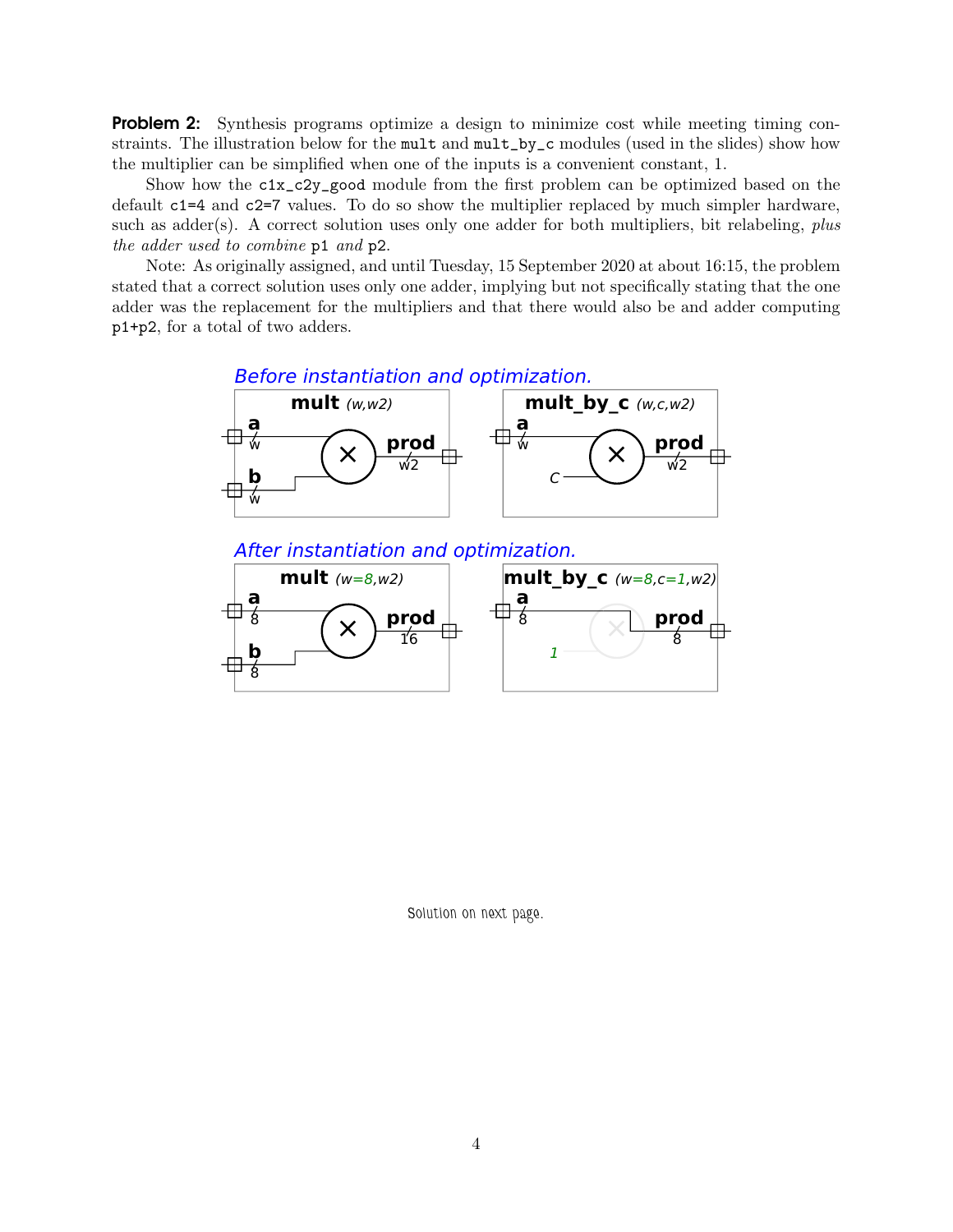**Problem 2:** Synthesis programs optimize a design to minimize cost while meeting timing constraints. The illustration below for the `mult` and `mult_by_c` modules (used in the slides) show how the multiplier can be simplified when one of the inputs is a convenient constant, 1.

Show how the `c1x_c2y_good` module from the first problem can be optimized based on the default `c1=4` and `c2=7` values. To do so show the multiplier replaced by much simpler hardware, such as adder(s). A correct solution uses only one adder for both multipliers, bit relabeling, *plus the adder used to combine* `p1` *and* `p2`.

Note: As originally assigned, and until Tuesday, 15 September 2020 at about 16:15, the problem stated that a correct solution uses only one adder, implying but not specifically stating that the one adder was the replacement for the multipliers and that there would also be and adder computing `p1+p2`, for a total of two adders.

*Before instantiation and optimization.*

**mult** *(w,w2)*
a
w
b
w
prod
w2

**mult_by_c** *(w,c,w2)*
a
w
C
prod
w2

*After instantiation and optimization.*

**mult** *(w=8,w2)*
a
8
b
8
prod
16

**mult_by_c** *(w=8,c=1,w2)*
a
8
1
prod
8

Solution on next page.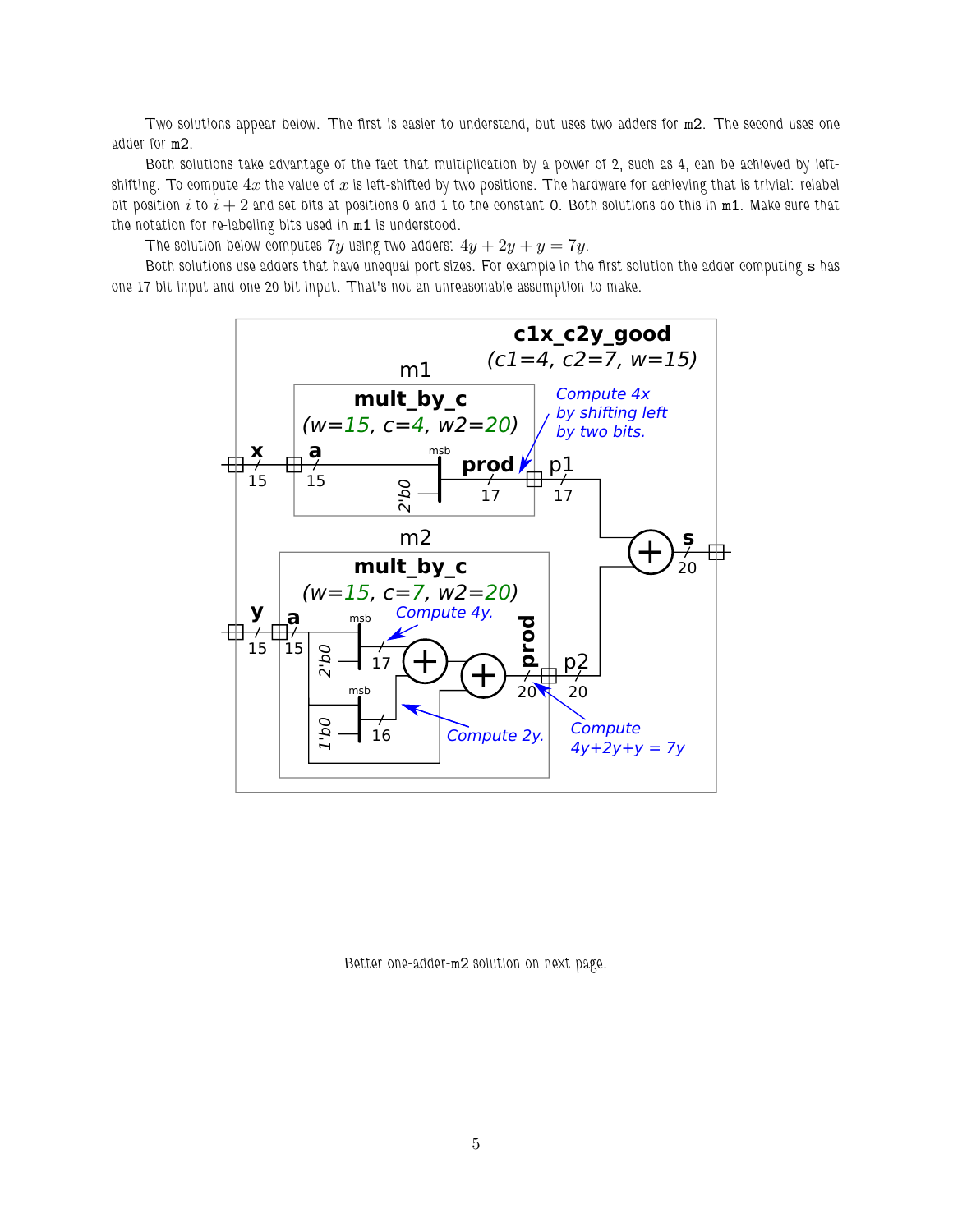Two solutions appear below. The first is easier to understand, but uses two adders for `m2`. The second uses one adder for `m2`.

Both solutions take advantage of the fact that multiplication by a power of 2, such as 4, can be achieved by left-shifting. To compute $4x$ the value of $x$ is left-shifted by two positions. The hardware for achieving that is trivial: relabel bit position $i$ to $i+2$ and set bits at positions 0 and 1 to the constant 0. Both solutions do this in `m1`. Make sure that the notation for re-labeling bits used in `m1` is understood.

The solution below computes $7y$ using two adders: $4y + 2y + y = 7y$.

Both solutions use adders that have unequal port sizes. For example in the first solution the adder computing `s` has one 17-bit input and one 20-bit input. That's not an unreasonable assumption to make.

**c1x_c2y_good**
*(c1=4, c2=7, w=15)*

m1
**mult_by_c**
*(w=15, c=4, w2=20)*

x 15
a 15
msb
2'b0
prod 17
p1 17
Compute 4x by shifting left by two bits.

s 20

m2
**mult_by_c**
*(w=15, c=7, w2=20)*

y 15
a 15
msb
2'b0
17
Compute 4y.
msb
1'b0
16
Compute 2y.
prod 20
p2 20
Compute 4y+2y+y = 7y

Better one-adder-`m2` solution on next page.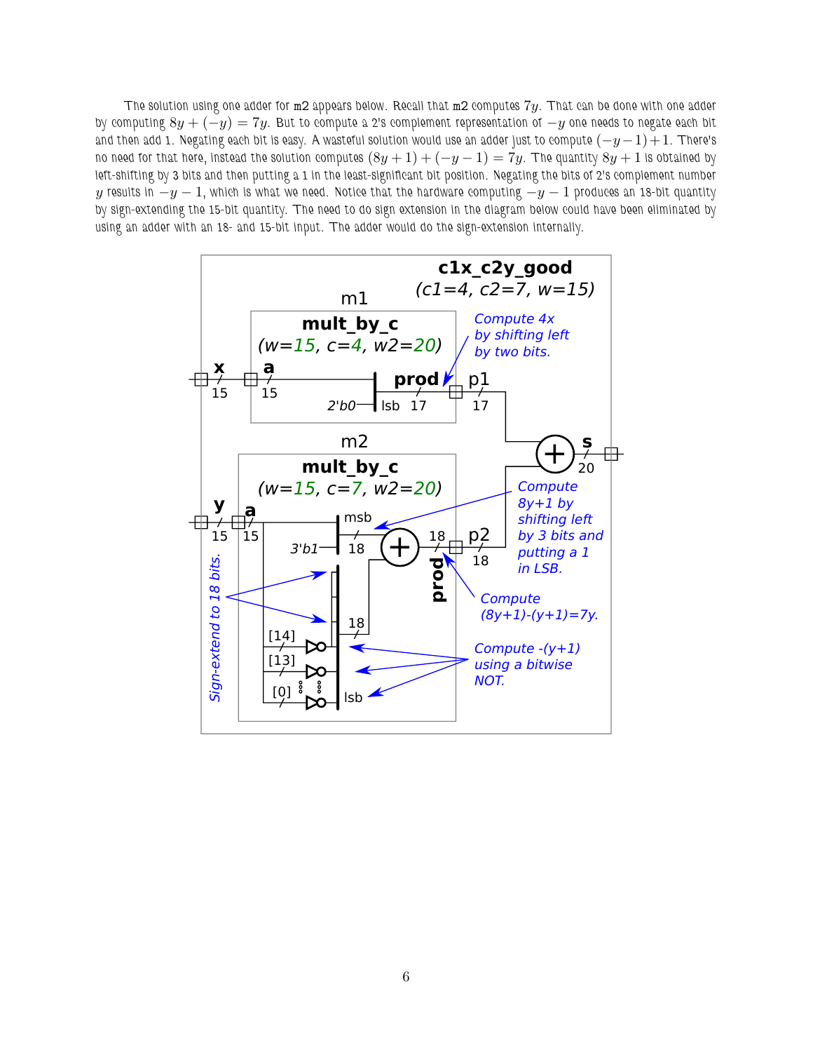The solution using one adder for `m2` appears below. Recall that `m2` computes $7y$. That can be done with one adder by computing $8y + (-y) = 7y$. But to compute a 2's complement representation of $-y$ one needs to negate each bit and then add 1. Negating each bit is easy. A wasteful solution would use an adder just to compute $(-y-1)+1$. There's no need for that here, instead the solution computes $(8y+1) + (-y-1) = 7y$. The quantity $8y+1$ is obtained by left-shifting by 3 bits and then putting a 1 in the least-significant bit position. Negating the bits of 2's complement number $y$ results in $-y-1$, which is what we need. Notice that the hardware computing $-y-1$ produces an 18-bit quantity by sign-extending the 15-bit quantity. The need to do sign extension in the diagram below could have been eliminated by using an adder with an 18- and 15-bit input. The adder would do the sign-extension internally.

c1x_c2y_good
(c1=4, c2=7, w=15)

m1
mult_by_c
(w=15, c=4, w2=20)
x
15
a
15
2'b0
lsb
prod
17
p1
17
Compute 4x by shifting left by two bits.

s
20

m2
mult_by_c
(w=15, c=7, w2=20)
y
15
a
15
msb
3'b1
18
18
p2
18
prod
Compute 8y+1 by shifting left by 3 bits and putting a 1 in LSB.
Compute (8y+1)-(y+1)=7y.
Sign-extend to 18 bits.
18
[14]
[13]
[0]
lsb
Compute -(y+1) using a bitwise NOT.